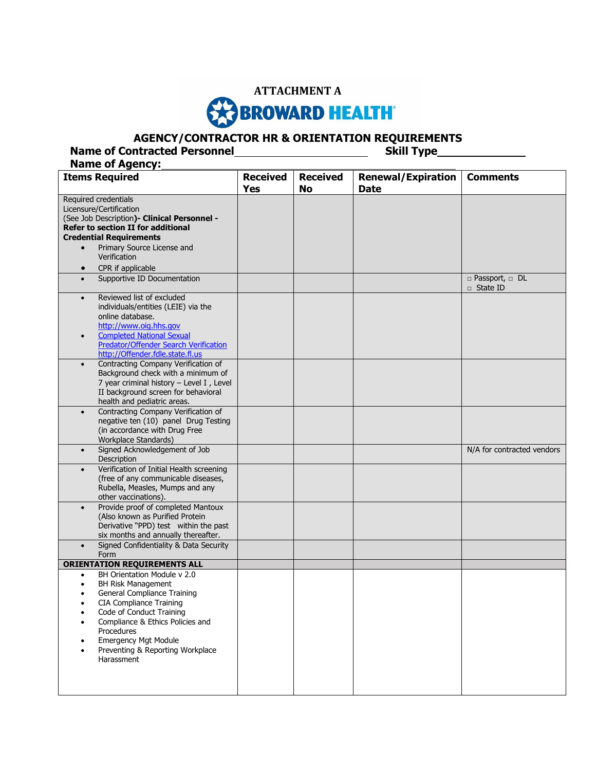**ATTACHMENT A**

**BROWARD HEALTH**

## AGENCY/CONTRACTOR HR & ORIENTATION REQUIREMENTS

**Name of Contracted Personnel**\_\_\_\_\_\_\_\_\_\_\_\_\_\_\_\_\_\_\_\_\_\_ **Skill Type**\_\_\_\_\_\_\_\_\_\_\_\_\_

**Name of Agency:**\_\_\_\_\_\_\_\_\_\_\_\_\_\_\_\_\_\_\_\_\_\_\_\_\_\_\_\_\_\_\_\_\_\_\_\_\_\_\_\_\_\_\_\_\_\_\_

| Items Required | Received Yes | Received No | Renewal/Expiration Date | Comments |
|---|---|---|---|---|
| Required credentials Licensure/Certification (See Job Description**)- Clinical Personnel - Refer to section II for additional Credential Requirements**<br>• Primary Source License and Verification<br>• CPR if applicable | | | | |
| • Supportive ID Documentation | | | | □ Passport, □ DL □ State ID |
| • Reviewed list of excluded individuals/entities (LEIE) via the online database. http://www.oig.hhs.gov<br>• Completed National Sexual Predator/Offender Search Verification http://Offender.fdle.state.fl.us | | | | |
| • Contracting Company Verification of Background check with a minimum of 7 year criminal history – Level I , Level II background screen for behavioral health and pediatric areas. | | | | |
| • Contracting Company Verification of negative ten (10) panel Drug Testing (in accordance with Drug Free Workplace Standards) | | | | |
| • Signed Acknowledgement of Job Description | | | | N/A for contracted vendors |
| • Verification of Initial Health screening (free of any communicable diseases, Rubella, Measles, Mumps and any other vaccinations). | | | | |
| • Provide proof of completed Mantoux (Also known as Purified Protein Derivative "PPD) test within the past six months and annually thereafter. | | | | |
| • Signed Confidentiality & Data Security Form | | | | |
| **ORIENTATION REQUIREMENTS ALL** | | | | |
| • BH Orientation Module v 2.0<br>• BH Risk Management<br>• General Compliance Training<br>• CIA Compliance Training<br>• Code of Conduct Training<br>• Compliance & Ethics Policies and Procedures<br>• Emergency Mgt Module<br>• Preventing & Reporting Workplace Harassment | | | | |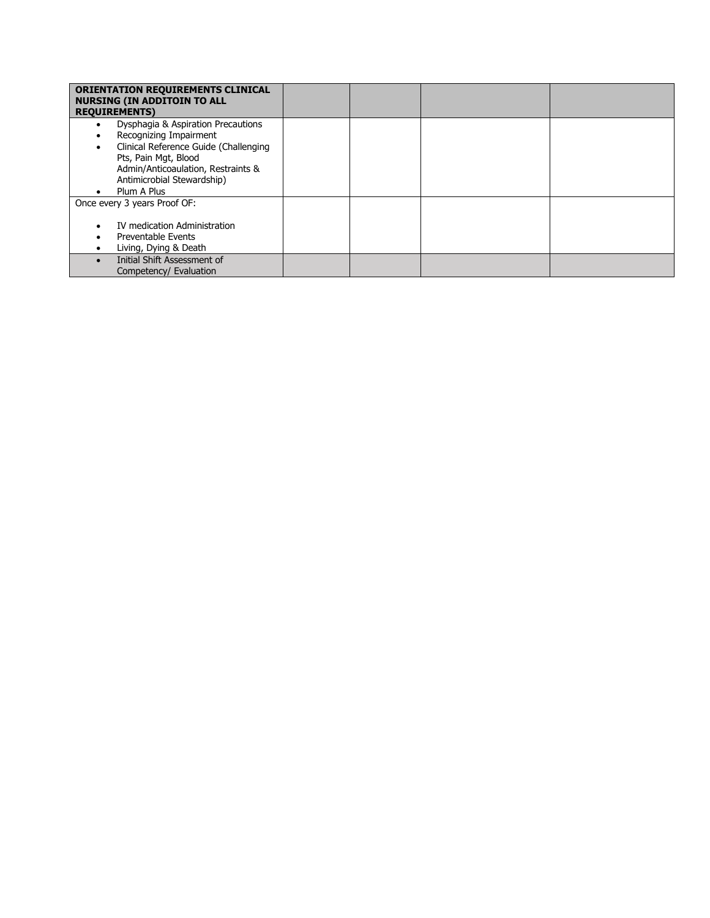| ORIENTATION REQUIREMENTS CLINICAL NURSING (IN ADDITOIN TO ALL REQUIREMENTS) | | | | |
|---|---|---|---|---|
| • Dysphagia & Aspiration Precautions<br>• Recognizing Impairment<br>• Clinical Reference Guide (Challenging Pts, Pain Mgt, Blood Admin/Anticoaulation, Restraints & Antimicrobial Stewardship)<br>• Plum A Plus | | | | |
| Once every 3 years Proof OF:<br><br>• IV medication Administration<br>• Preventable Events<br>• Living, Dying & Death | | | | |
| • Initial Shift Assessment of Competency/ Evaluation | | | | |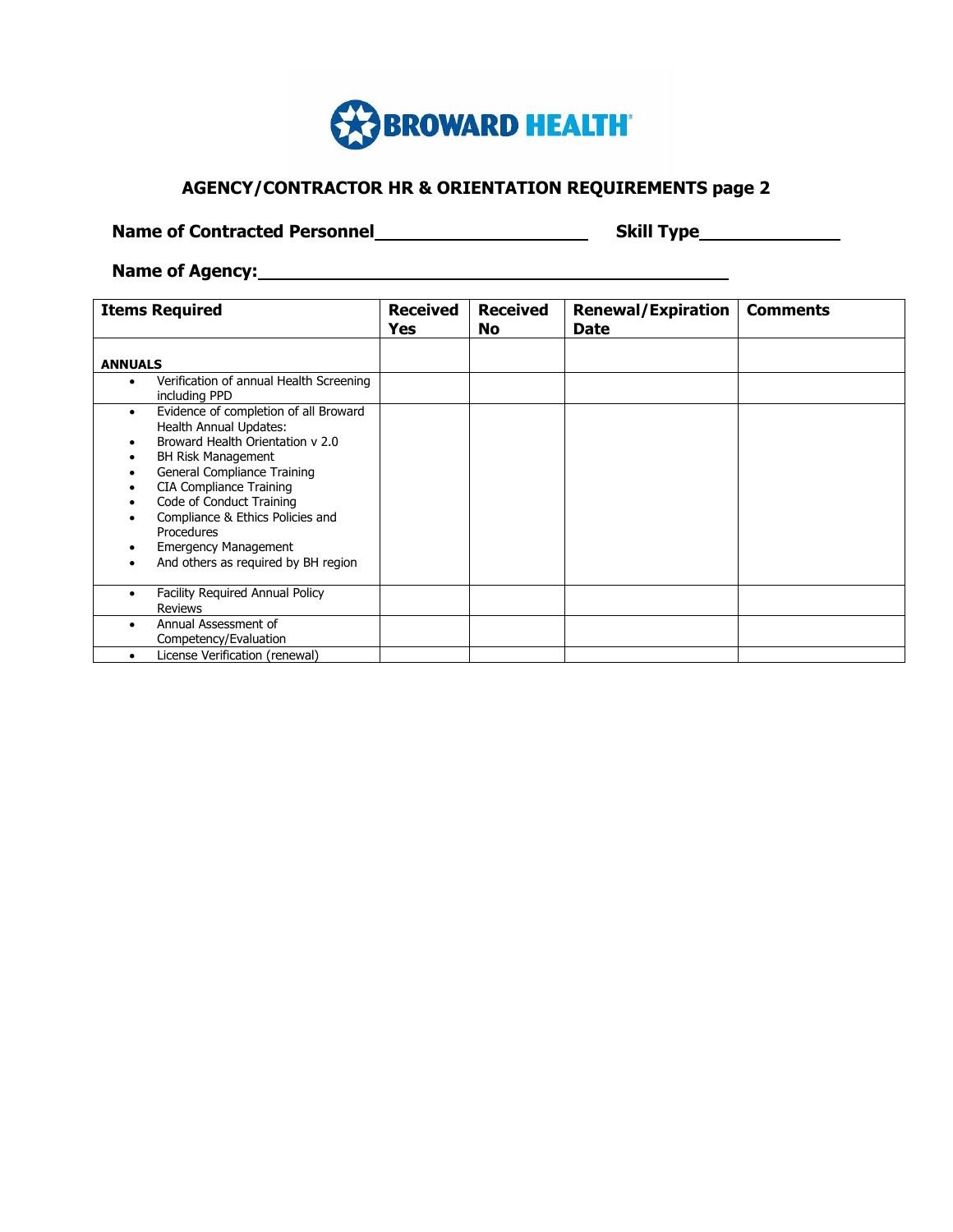BROWARD HEALTH

## AGENCY/CONTRACTOR HR & ORIENTATION REQUIREMENTS page 2

**Name of Contracted Personnel**\_\_\_\_\_\_\_\_\_\_\_\_\_\_\_\_\_\_\_\_ **Skill Type**\_\_\_\_\_\_\_\_\_\_\_\_\_\_

**Name of Agency:**\_\_\_\_\_\_\_\_\_\_\_\_\_\_\_\_\_\_\_\_\_\_\_\_\_\_\_\_\_\_\_\_\_\_\_\_\_\_\_\_\_\_\_\_

| Items Required | Received Yes | Received No | Renewal/Expiration Date | Comments |
|---|---|---|---|---|
| **ANNUALS** | | | | |
| • Verification of annual Health Screening including PPD | | | | |
| • Evidence of completion of all Broward Health Annual Updates:<br>• Broward Health Orientation v 2.0<br>• BH Risk Management<br>• General Compliance Training<br>• CIA Compliance Training<br>• Code of Conduct Training<br>• Compliance & Ethics Policies and Procedures<br>• Emergency Management<br>• And others as required by BH region | | | | |
| • Facility Required Annual Policy Reviews | | | | |
| • Annual Assessment of Competency/Evaluation | | | | |
| • License Verification (renewal) | | | | |